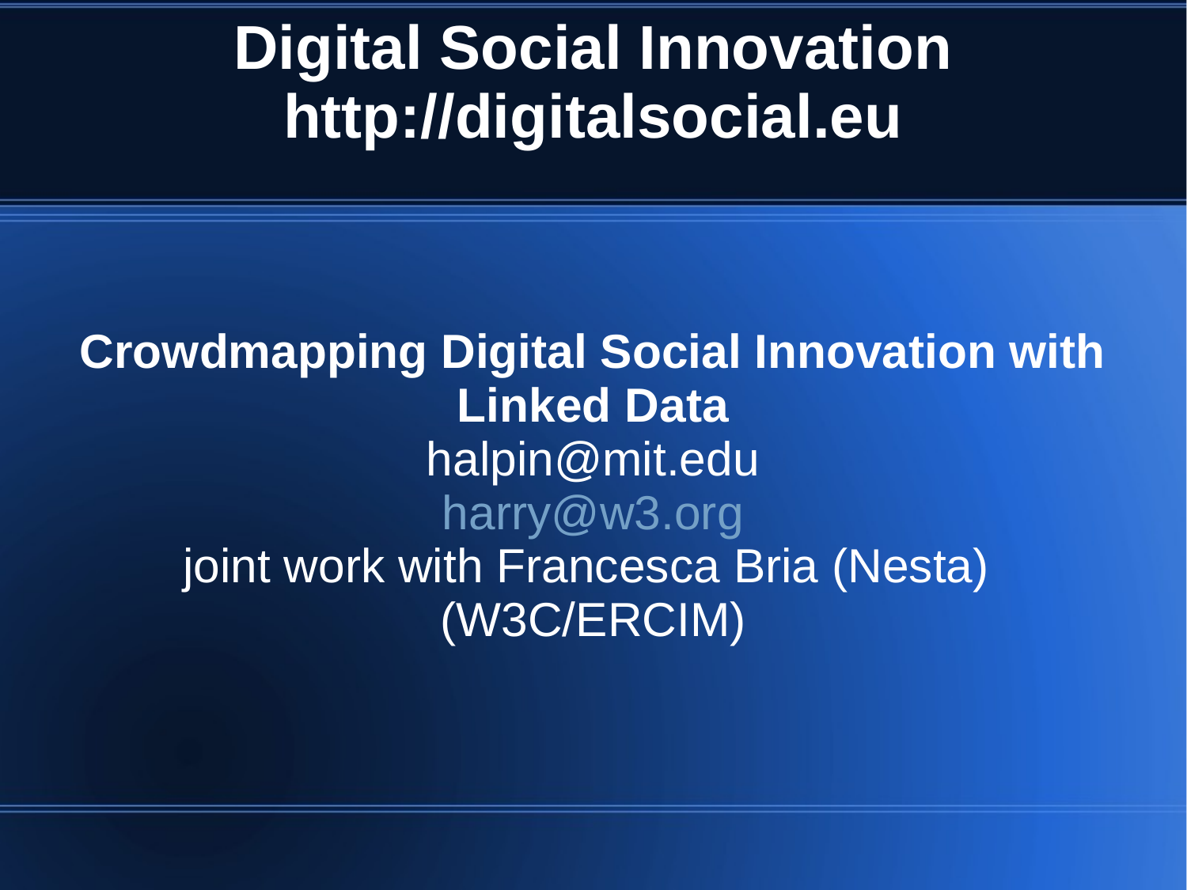# Digital Social Innovation
# http://digitalsocial.eu

**Crowdmapping Digital Social Innovation with Linked Data**

halpin@mit.edu

harry@w3.org

joint work with Francesca Bria (Nesta)

(W3C/ERCIM)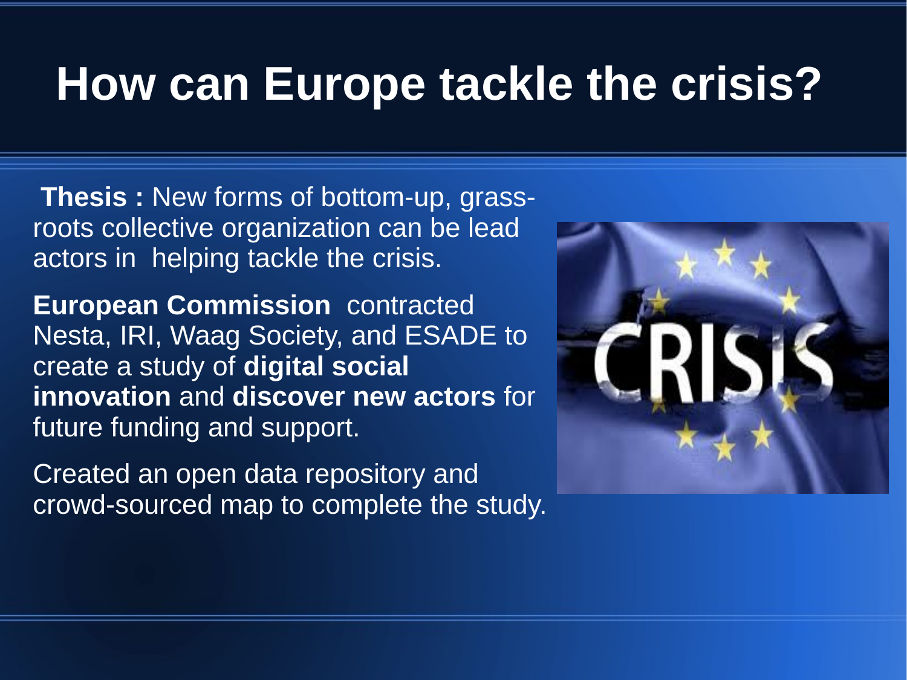# How can Europe tackle the crisis?

**Thesis :** New forms of bottom-up, grass-roots collective organization can be lead actors in helping tackle the crisis.

**European Commission** contracted Nesta, IRI, Waag Society, and ESADE to create a study of **digital social innovation** and **discover new actors** for future funding and support.

Created an open data repository and crowd-sourced map to complete the study.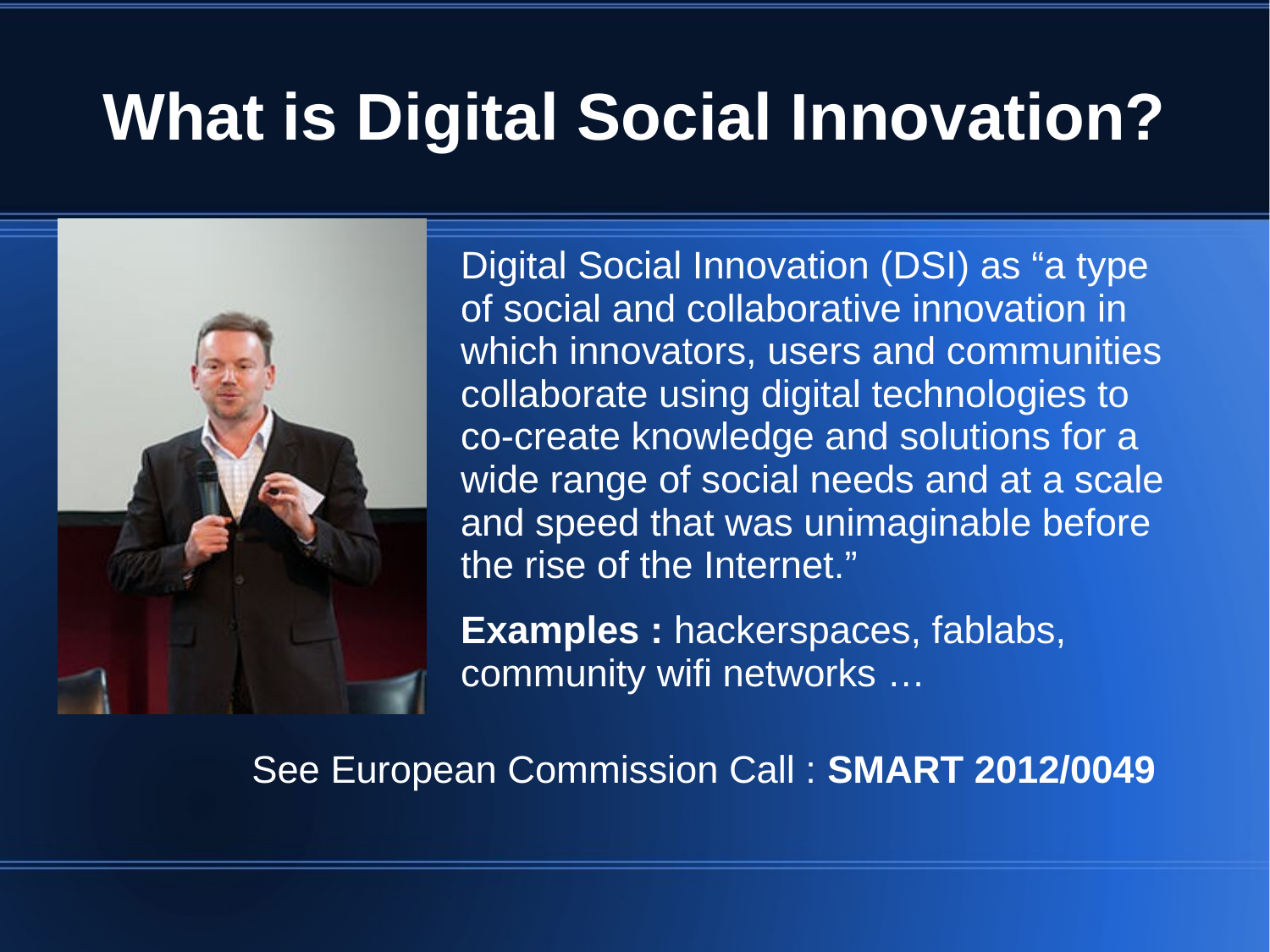# What is Digital Social Innovation?

Digital Social Innovation (DSI) as "a type of social and collaborative innovation in which innovators, users and communities collaborate using digital technologies to co-create knowledge and solutions for a wide range of social needs and at a scale and speed that was unimaginable before the rise of the Internet."

**Examples :** hackerspaces, fablabs, community wifi networks …

See European Commission Call : **SMART 2012/0049**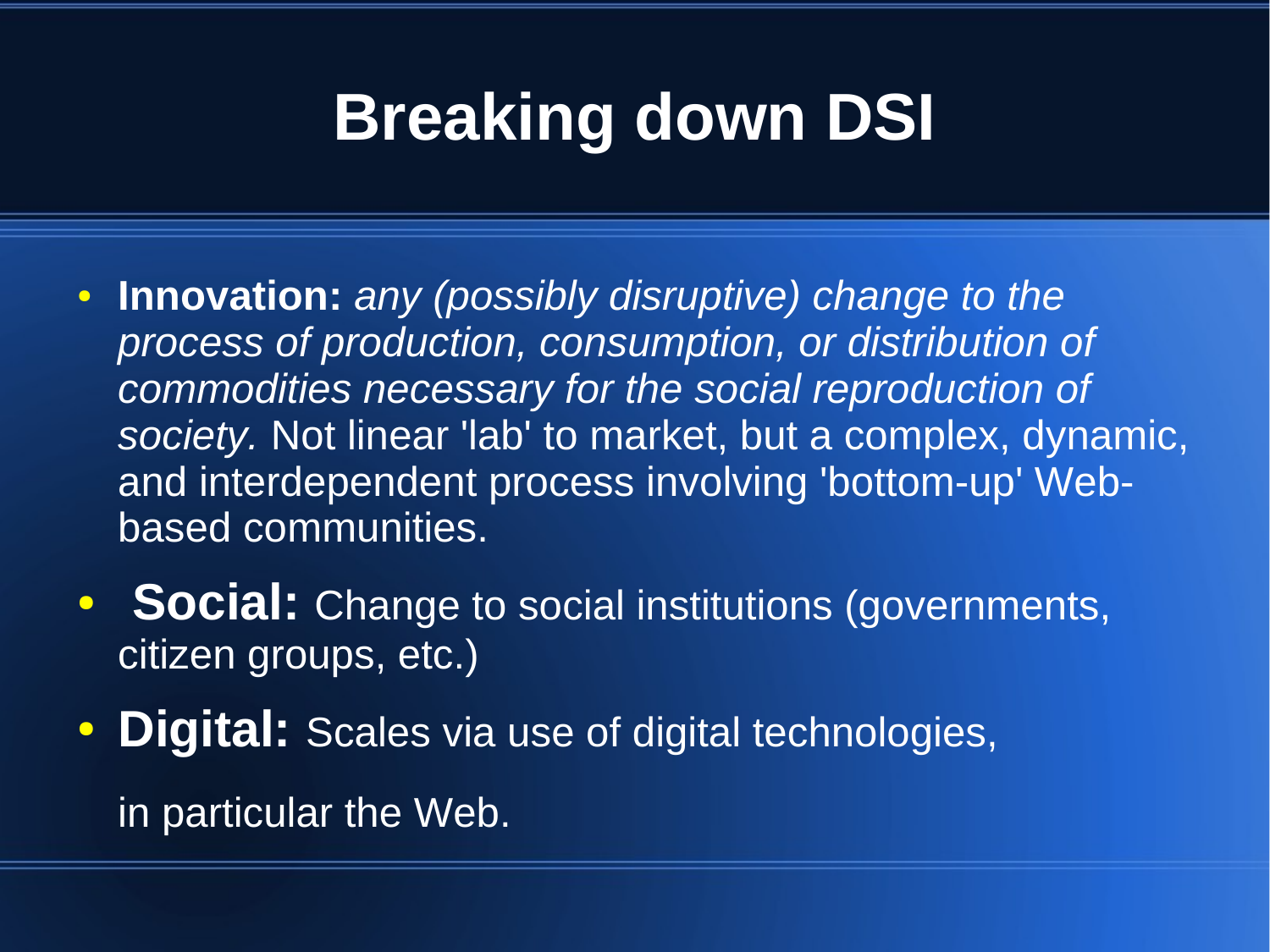# Breaking down DSI

- **Innovation:** *any (possibly disruptive) change to the process of production, consumption, or distribution of commodities necessary for the social reproduction of society.* Not linear 'lab' to market, but a complex, dynamic, and interdependent process involving 'bottom-up' Web-based communities.
- **Social:** Change to social institutions (governments, citizen groups, etc.)
- **Digital:** Scales via use of digital technologies,

  in particular the Web.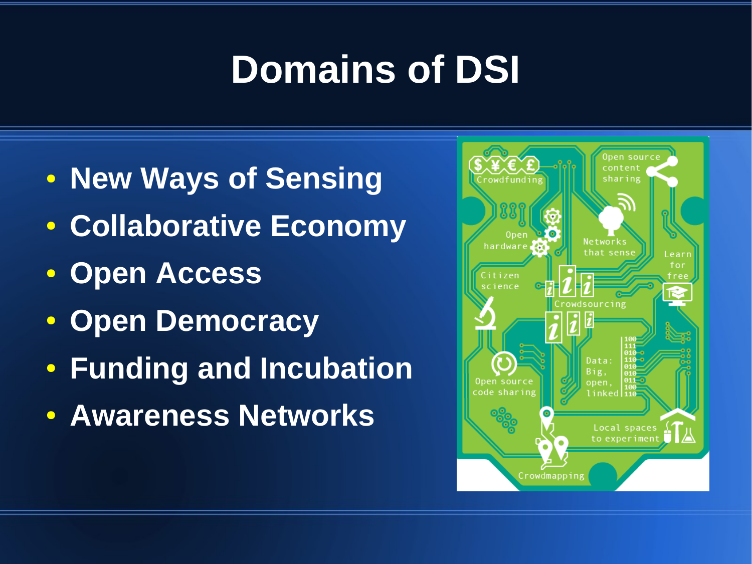# Domains of DSI

- **New Ways of Sensing**
- **Collaborative Economy**
- **Open Access**
- **Open Democracy**
- **Funding and Incubation**
- **Awareness Networks**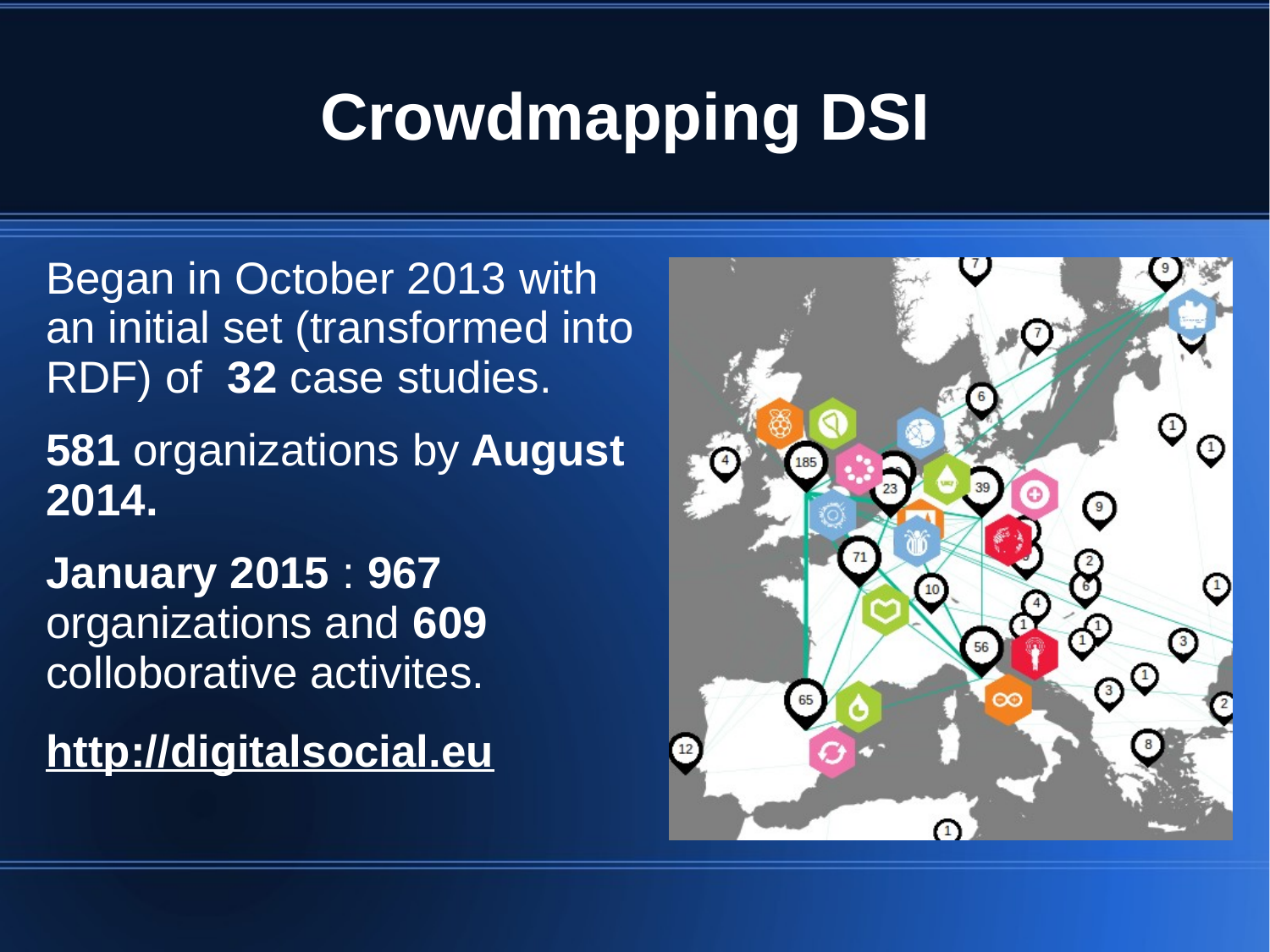# Crowdmapping DSI

Began in October 2013 with an initial set (transformed into RDF) of **32** case studies.

**581** organizations by **August 2014.**

**January 2015** : **967** organizations and **609** colloborative activites.

**http://digitalsocial.eu**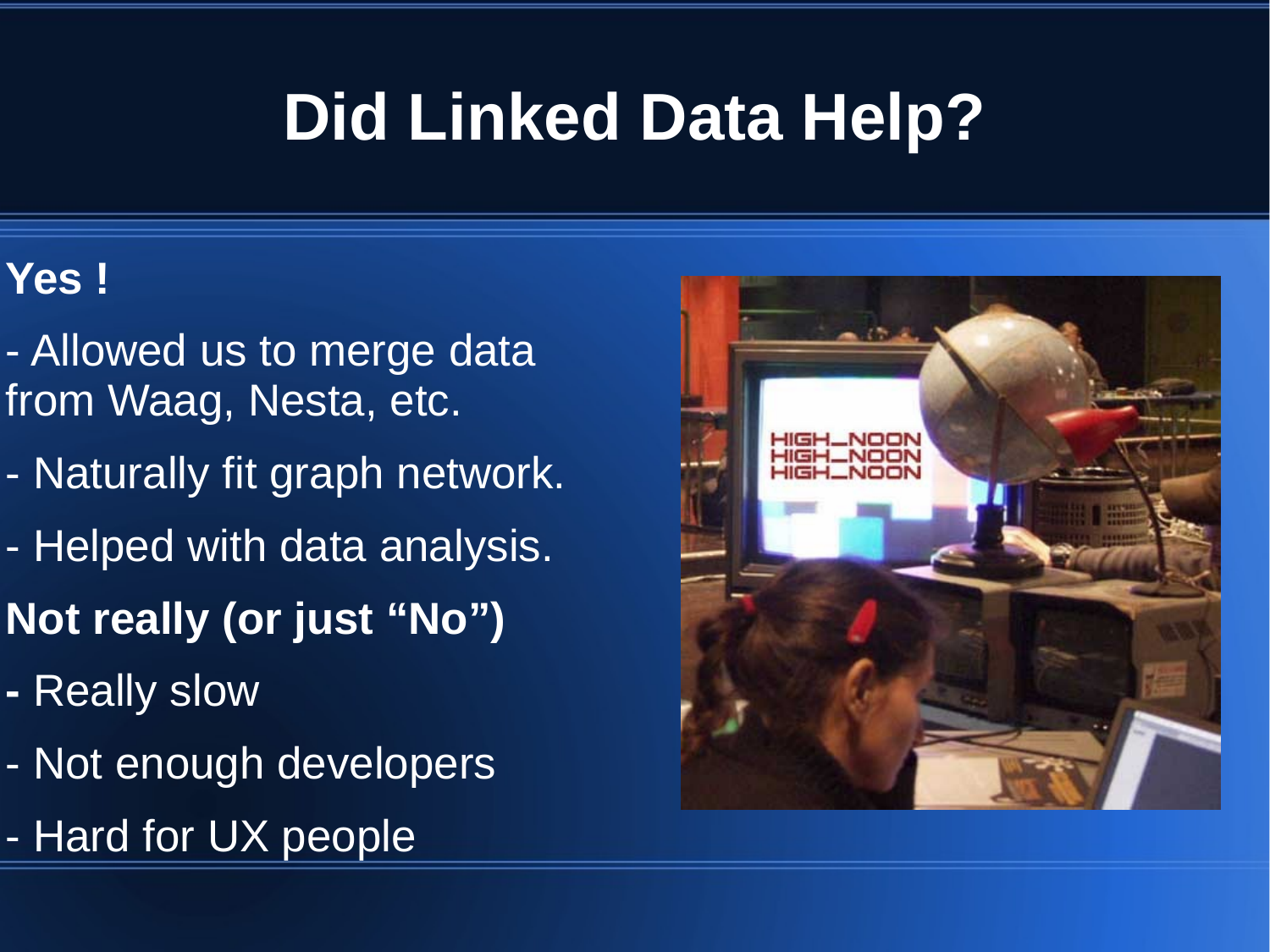# Did Linked Data Help?

**Yes !**

- Allowed us to merge data from Waag, Nesta, etc.
- Naturally fit graph network.
- Helped with data analysis.

**Not really (or just "No")**

- Really slow
- Not enough developers
- Hard for UX people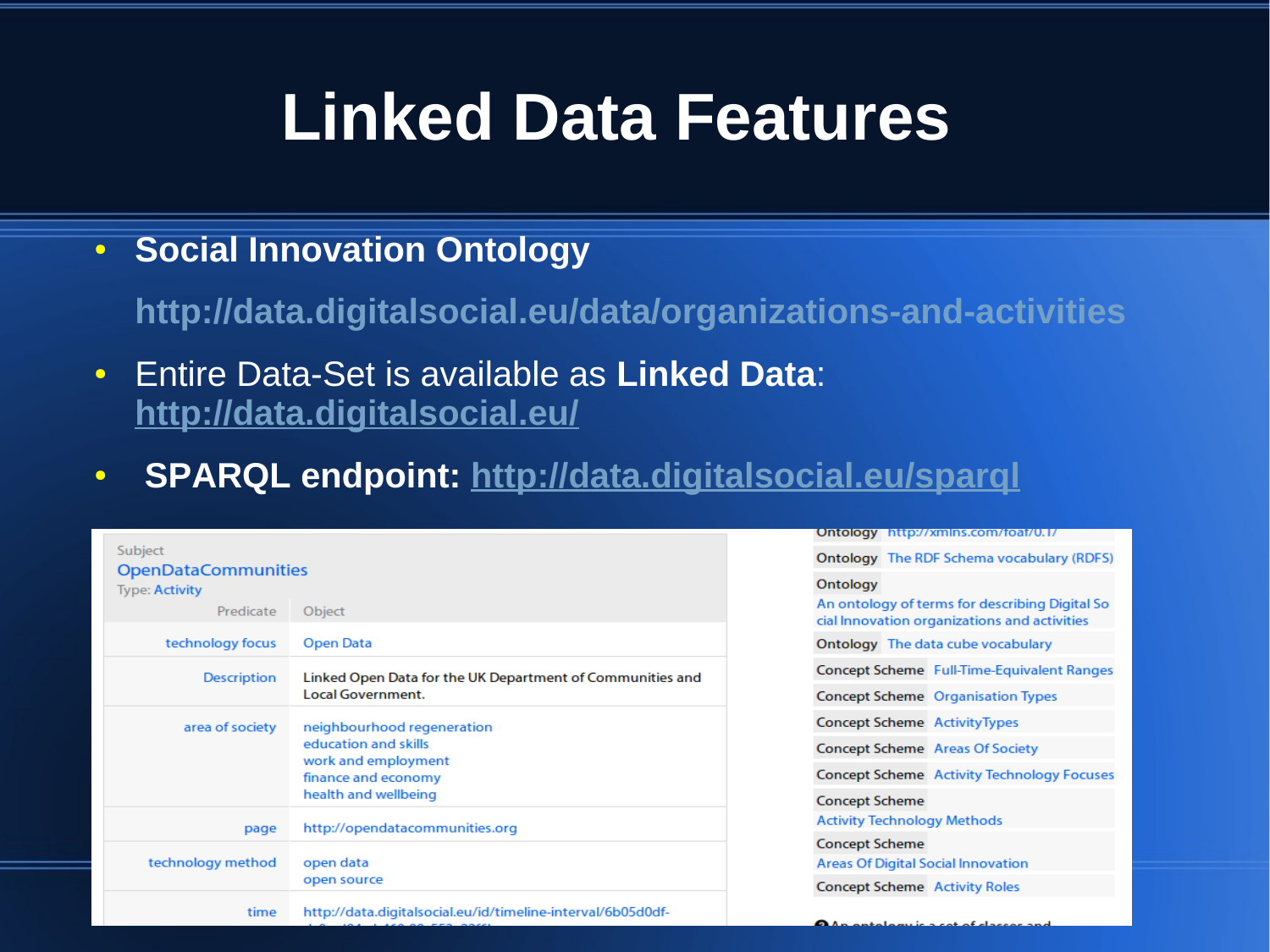# Linked Data Features

- **Social Innovation Ontology**

  **http://data.digitalsocial.eu/data/organizations-and-activities**

- Entire Data-Set is available as **Linked Data**: **http://data.digitalsocial.eu/**

- **SPARQL endpoint: http://data.digitalsocial.eu/sparql**

Subject
OpenDataCommunities
Type: Activity

| Predicate | Object |
|---|---|
| technology focus | Open Data |
| Description | Linked Open Data for the UK Department of Communities and Local Government. |
| area of society | neighbourhood regeneration<br>education and skills<br>work and employment<br>finance and economy<br>health and wellbeing |
| page | http://opendatacommunities.org |
| technology method | open data<br>open source |
| time | http://data.digitalsocial.eu/id/timeline-interval/6b05d0df- |

| | |
|---|---|
| Ontology | http://xmlns.com/foaf/0.1/ |
| Ontology | The RDF Schema vocabulary (RDFS) |
| Ontology | An ontology of terms for describing Digital Social Innovation organizations and activities |
| Ontology | The data cube vocabulary |
| Concept Scheme | Full-Time-Equivalent Ranges |
| Concept Scheme | Organisation Types |
| Concept Scheme | ActivityTypes |
| Concept Scheme | Areas Of Society |
| Concept Scheme | Activity Technology Focuses |
| Concept Scheme | Activity Technology Methods |
| Concept Scheme | Areas Of Digital Social Innovation |
| Concept Scheme | Activity Roles |

An ontology is a set of classes and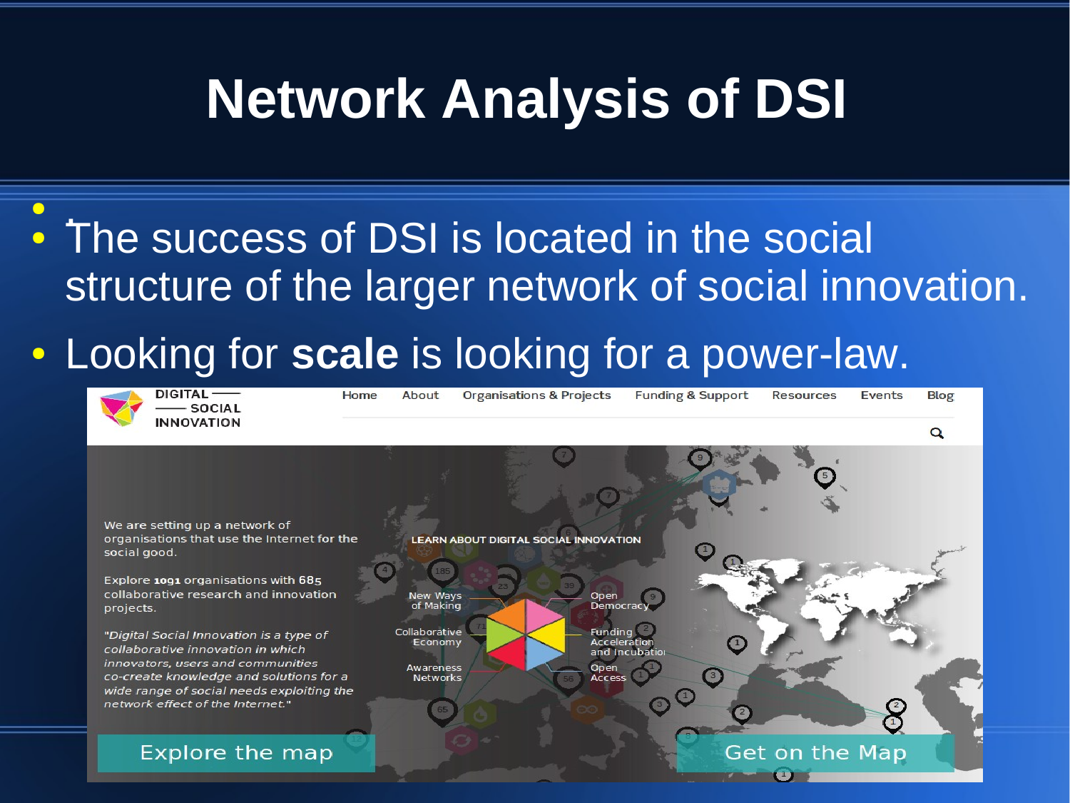# Network Analysis of DSI

- The success of DSI is located in the social structure of the larger network of social innovation.
- Looking for **scale** is looking for a power-law.

DIGITAL SOCIAL INNOVATION

Home | About | Organisations & Projects | Funding & Support | Resources | Events | Blog

We are setting up a network of organisations that use the Internet for the social good.

Explore 1091 organisations with 685 collaborative research and innovation projects.

*"Digital Social Innovation is a type of collaborative innovation in which innovators, users and communities co-create knowledge and solutions for a wide range of social needs exploiting the network effect of the Internet."*

LEARN ABOUT DIGITAL SOCIAL INNOVATION

New Ways of Making | Collaborative Economy | Awareness Networks | Open Democracy | Funding Acceleration and Incubation | Open Access

Explore the map

Get on the Map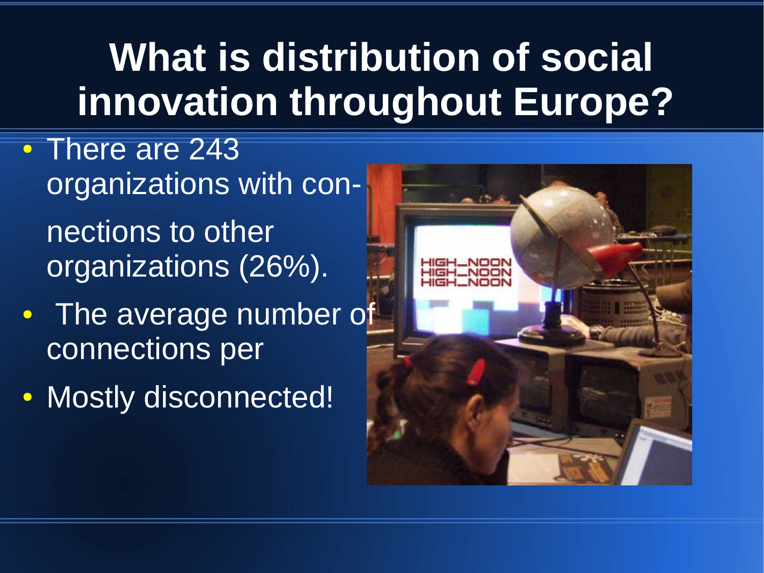# What is distribution of social innovation throughout Europe?

- There are 243 organizations with con-

  nections to other organizations (26%).
- The average number of connections per
- Mostly disconnected!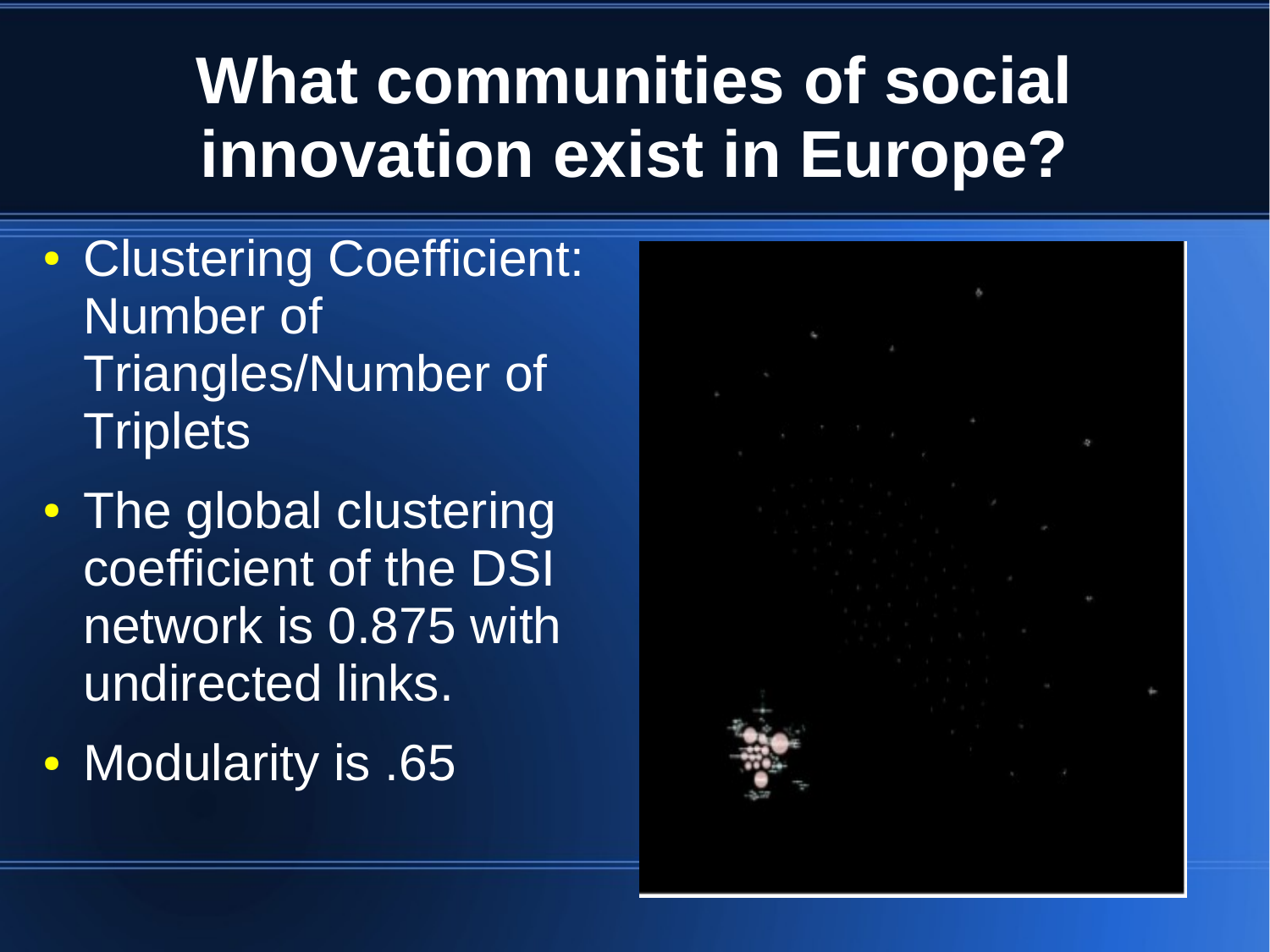# What communities of social innovation exist in Europe?

- Clustering Coefficient: Number of Triangles/Number of Triplets
- The global clustering coefficient of the DSI network is 0.875 with undirected links.
- Modularity is .65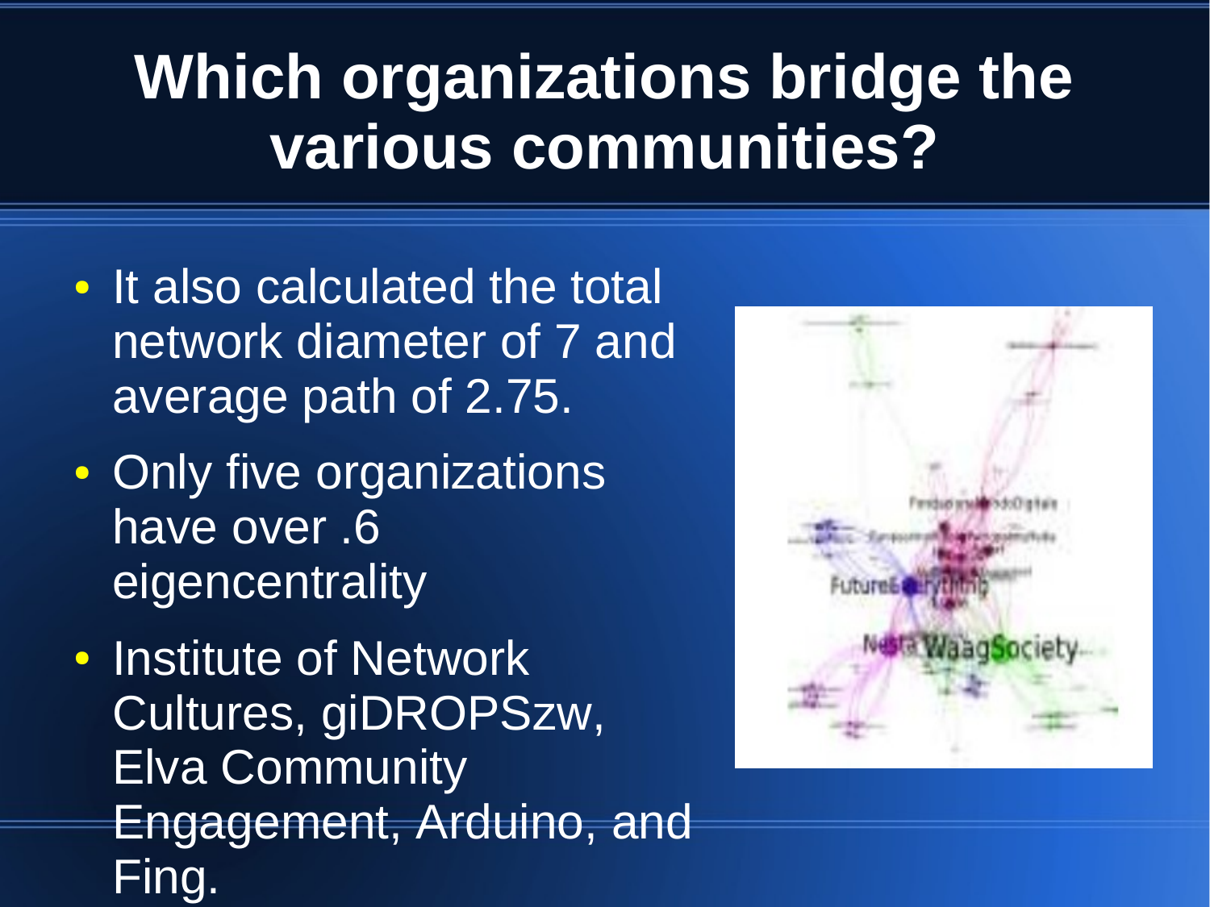# Which organizations bridge the various communities?

- It also calculated the total network diameter of 7 and average path of 2.75.
- Only five organizations have over .6 eigencentrality
- Institute of Network Cultures, giDROPSzw, Elva Community Engagement, Arduino, and Fing.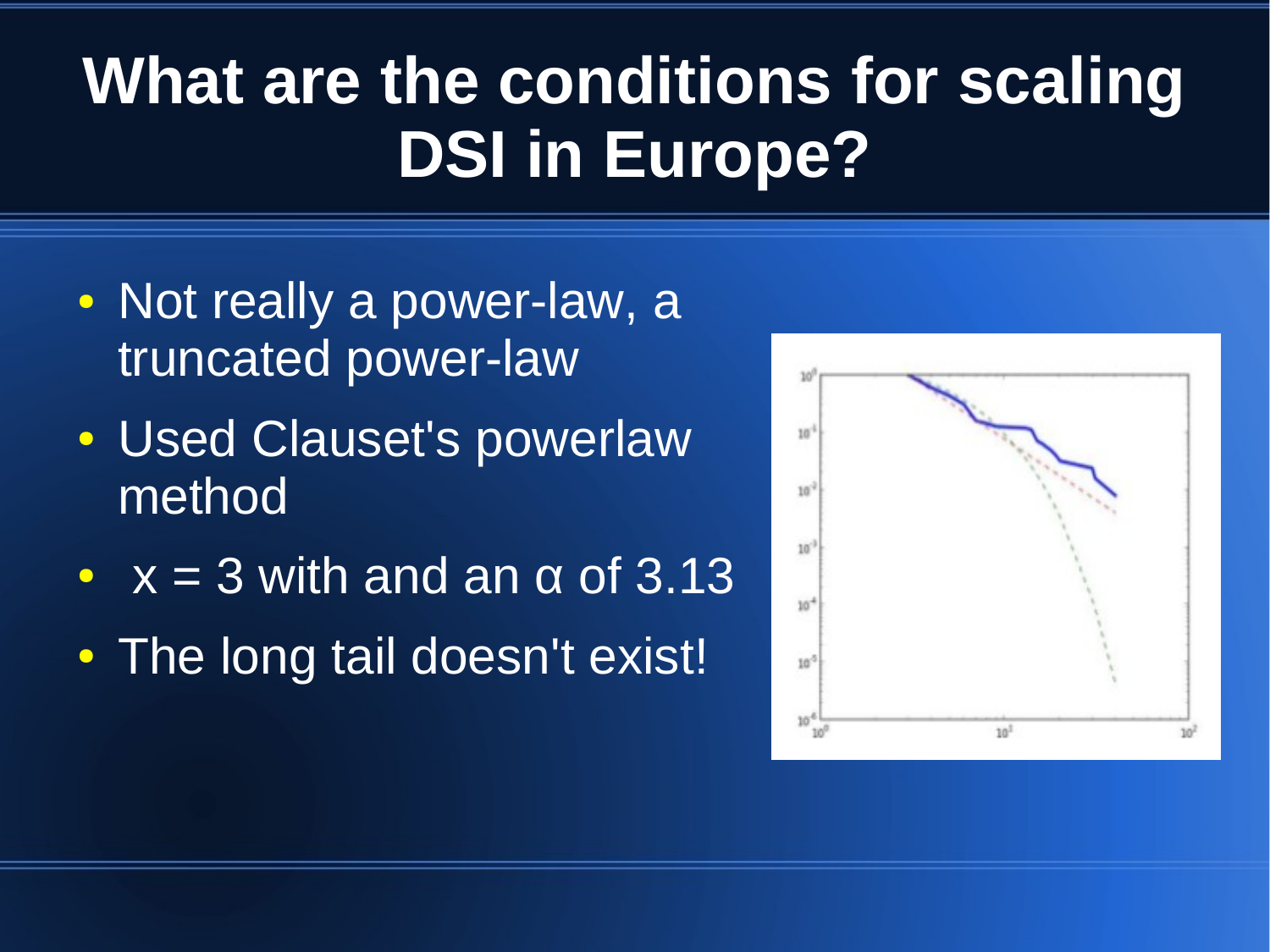# What are the conditions for scaling DSI in Europe?

- Not really a power-law, a truncated power-law
- Used Clauset's powerlaw method
- $x = 3$ with and an $\alpha$ of 3.13
- The long tail doesn't exist!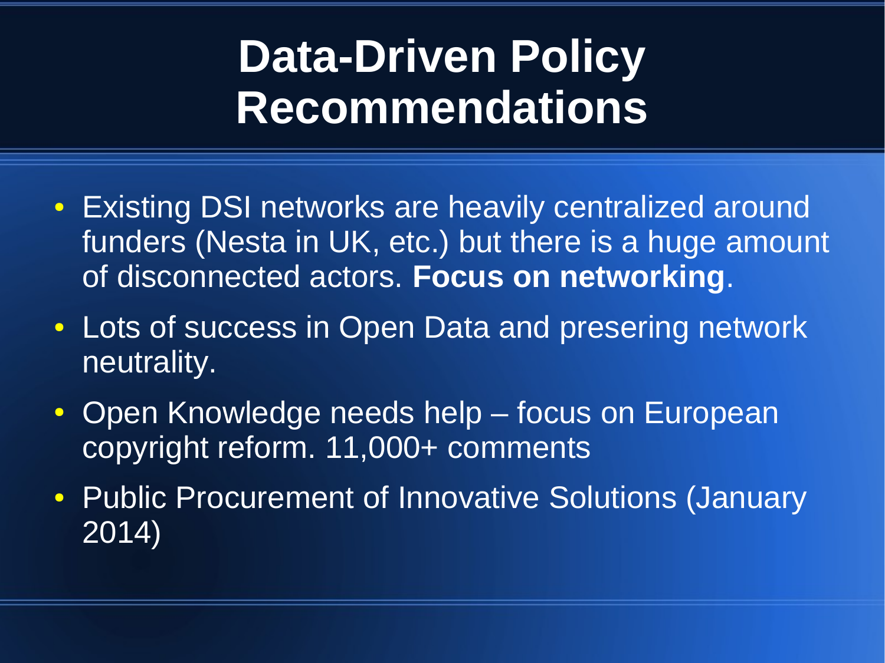# Data-Driven Policy Recommendations

- Existing DSI networks are heavily centralized around funders (Nesta in UK, etc.) but there is a huge amount of disconnected actors. **Focus on networking**.
- Lots of success in Open Data and presering network neutrality.
- Open Knowledge needs help – focus on European copyright reform. 11,000+ comments
- Public Procurement of Innovative Solutions (January 2014)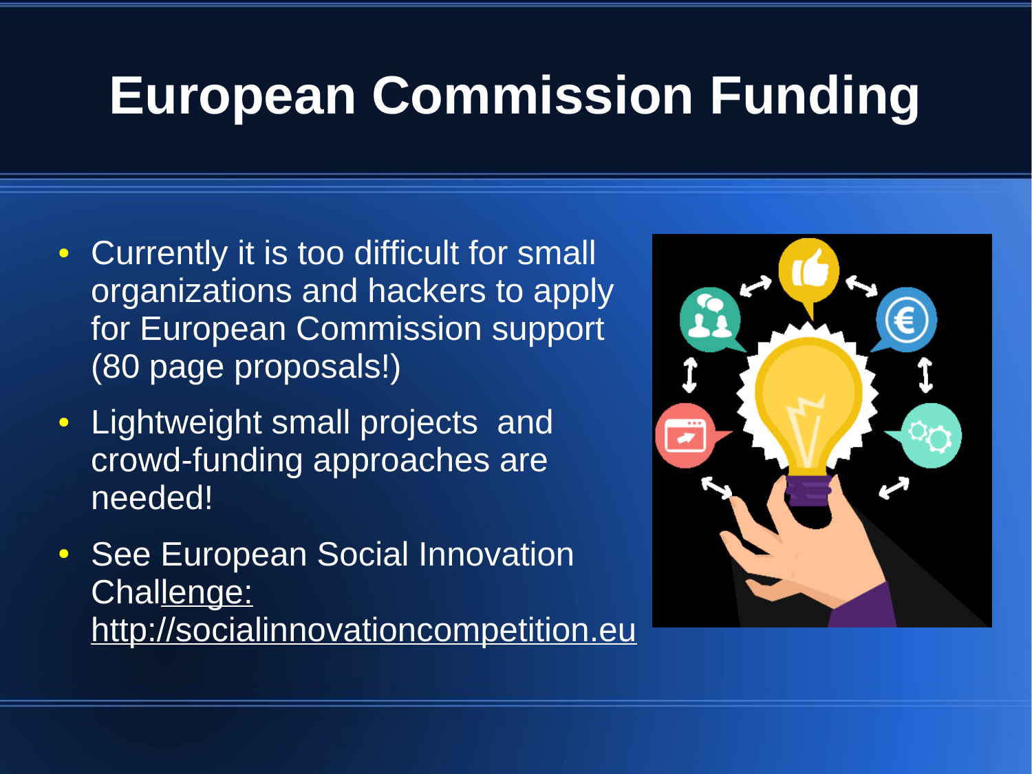# European Commission Funding

- Currently it is too difficult for small organizations and hackers to apply for European Commission support (80 page proposals!)
- Lightweight small projects and crowd-funding approaches are needed!
- See European Social Innovation Challenge: http://socialinnovationcompetition.eu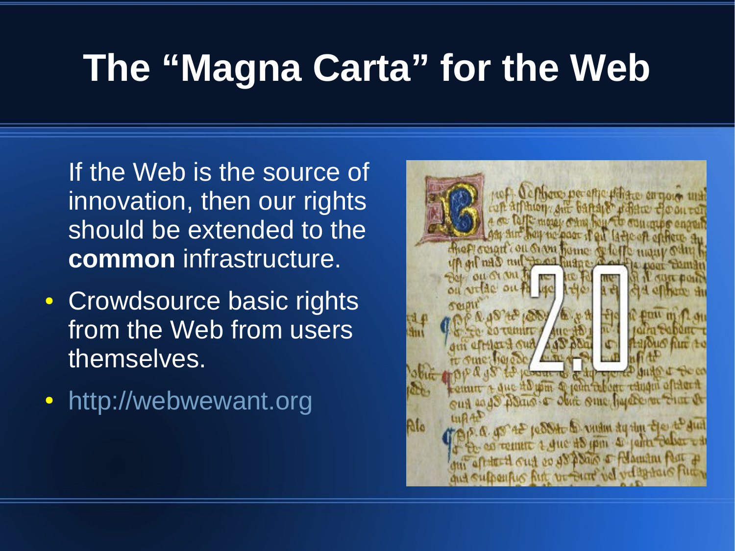# The "Magna Carta" for the Web

If the Web is the source of innovation, then our rights should be extended to the **common** infrastructure.

- Crowdsource basic rights from the Web from users themselves.
- http://webwewant.org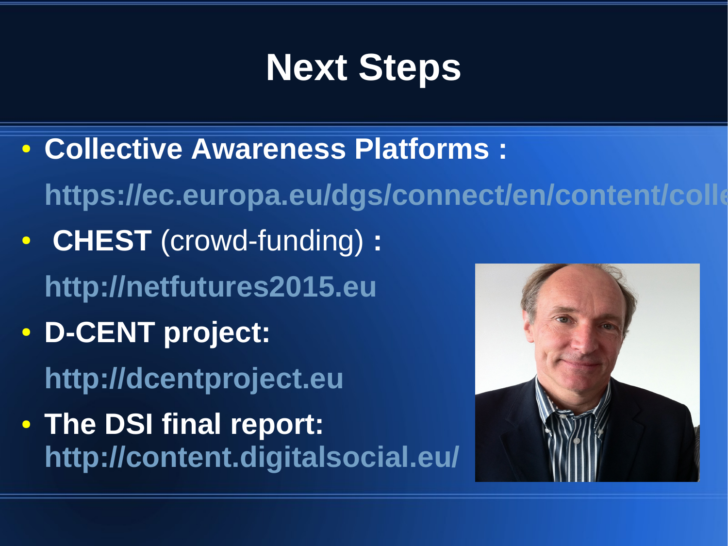# Next Steps

- **Collective Awareness Platforms :**
  **https://ec.europa.eu/dgs/connect/en/content/colle**
- **CHEST** (crowd-funding) **:**
  **http://netfutures2015.eu**
- **D-CENT project:**
  **http://dcentproject.eu**
- **The DSI final report:**
  **http://content.digitalsocial.eu/**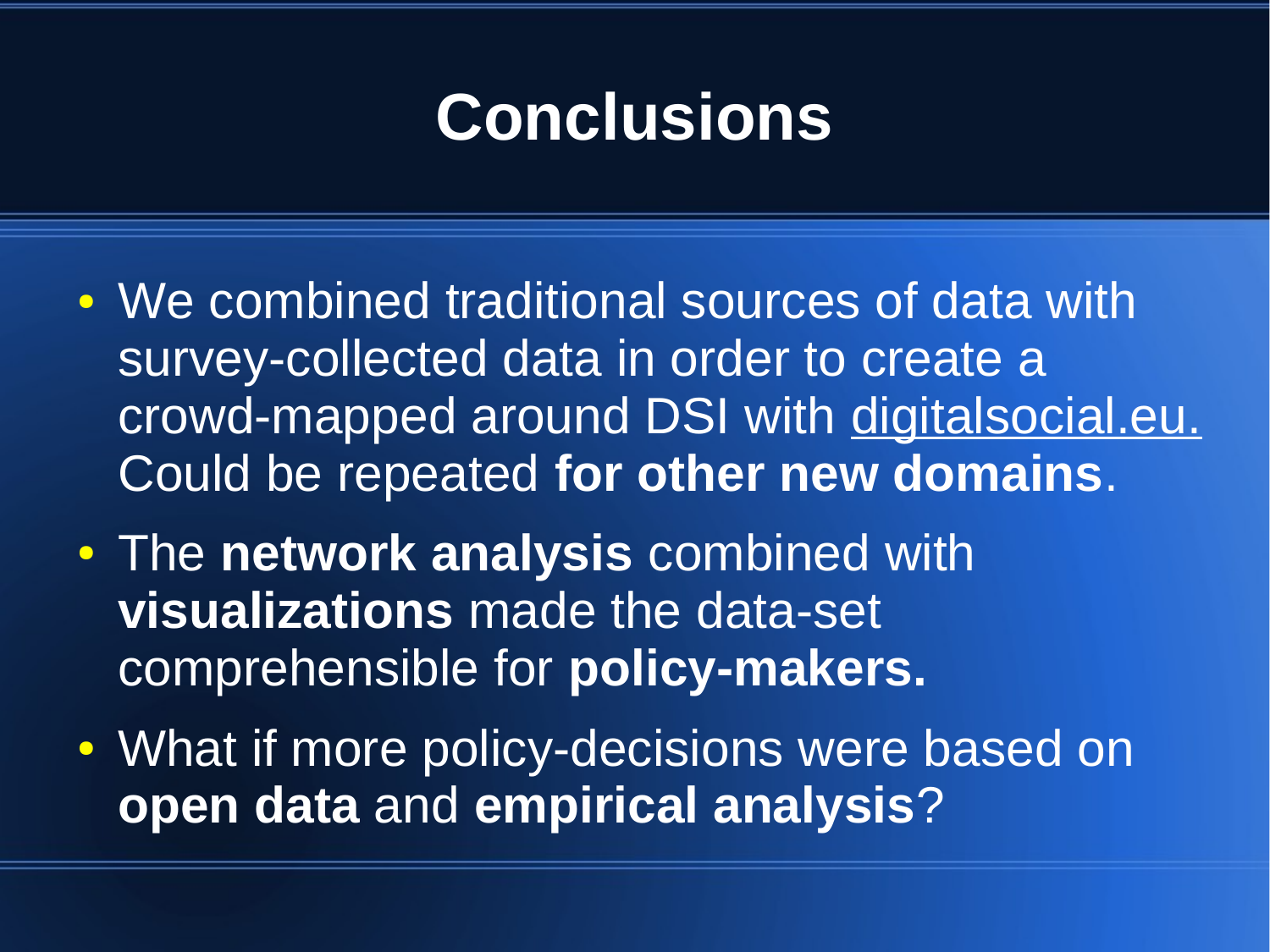# Conclusions

- We combined traditional sources of data with survey-collected data in order to create a crowd-mapped around DSI with digitalsocial.eu. Could be repeated **for other new domains**.
- The **network analysis** combined with **visualizations** made the data-set comprehensible for **policy-makers.**
- What if more policy-decisions were based on **open data** and **empirical analysis**?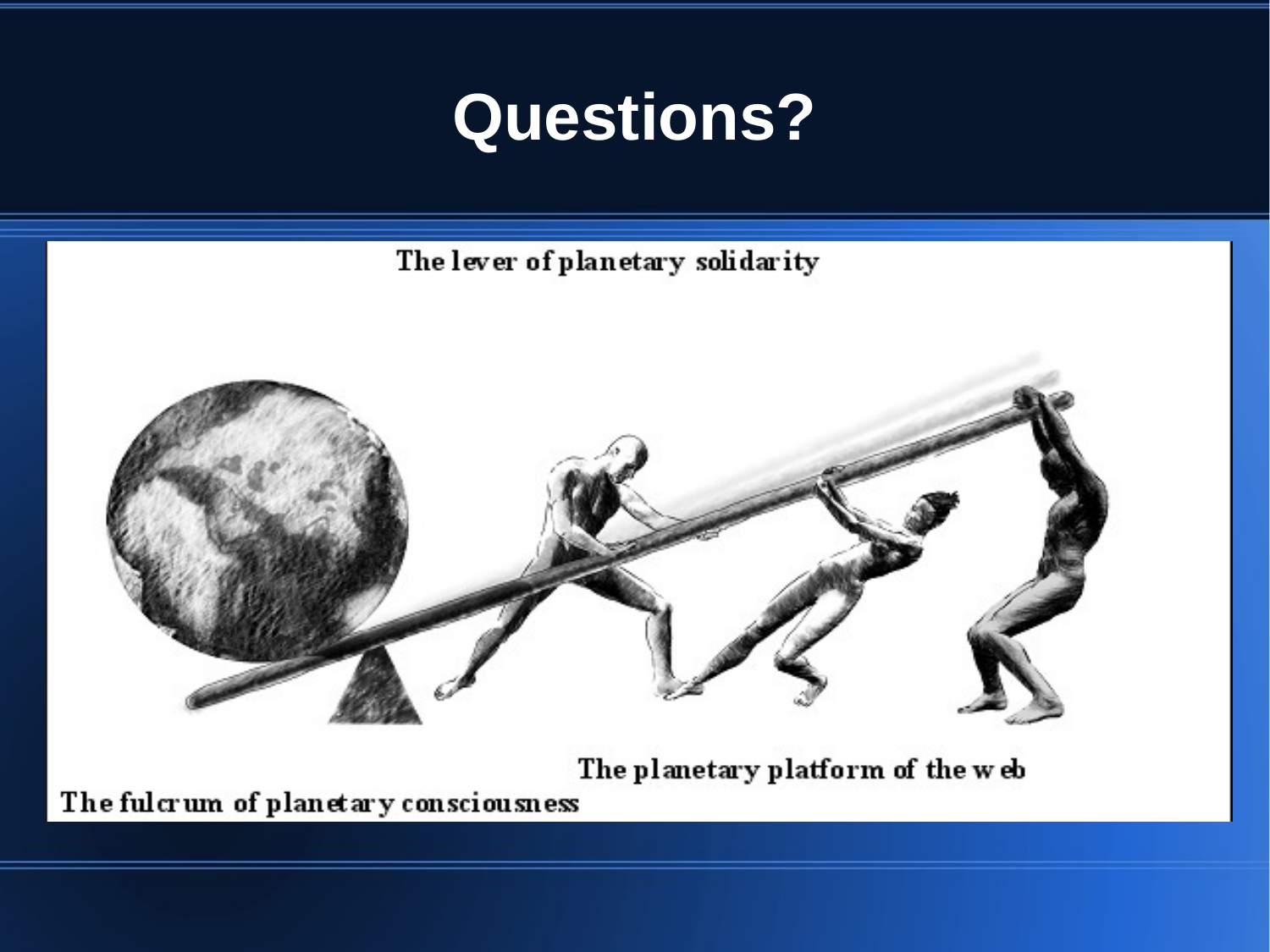# Questions?

The lever of planetary solidarity

The planetary platform of the web

The fulcrum of planetary consciousness